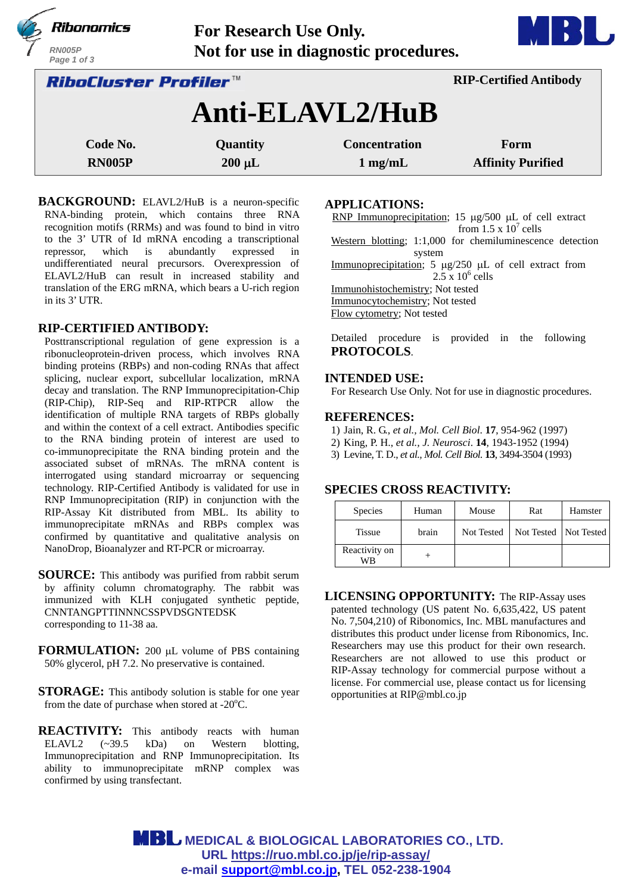**For Research Use Only.**
**Not for use in diagnostic procedures.**

**RiboCluster Profiler™** — **RIP-Certified Antibody**

# Anti-ELAVL2/HuB

| Code No. | Quantity | Concentration | Form |
|---|---|---|---|
| RN005P | 200 μL | 1 mg/mL | Affinity Purified |

**BACKGROUND:** ELAVL2/HuB is a neuron-specific RNA-binding protein, which contains three RNA recognition motifs (RRMs) and was found to bind in vitro to the 3' UTR of Id mRNA encoding a transcriptional repressor, which is abundantly expressed in undifferentiated neural precursors. Overexpression of ELAVL2/HuB can result in increased stability and translation of the ERG mRNA, which bears a U-rich region in its 3' UTR.

**RIP-CERTIFIED ANTIBODY:** Posttranscriptional regulation of gene expression is a ribonucleoprotein-driven process, which involves RNA binding proteins (RBPs) and non-coding RNAs that affect splicing, nuclear export, subcellular localization, mRNA decay and translation. The RNP Immunoprecipitation-Chip (RIP-Chip), RIP-Seq and RIP-RTPCR allow the identification of multiple RNA targets of RBPs globally and within the context of a cell extract. Antibodies specific to the RNA binding protein of interest are used to co-immunoprecipitate the RNA binding protein and the associated subset of mRNAs. The mRNA content is interrogated using standard microarray or sequencing technology. RIP-Certified Antibody is validated for use in RNP Immunoprecipitation (RIP) in conjunction with the RIP-Assay Kit distributed from MBL. Its ability to immunoprecipitate mRNAs and RBPs complex was confirmed by quantitative and qualitative analysis on NanoDrop, Bioanalyzer and RT-PCR or microarray.

**SOURCE:** This antibody was purified from rabbit serum by affinity column chromatography. The rabbit was immunized with KLH conjugated synthetic peptide, CNNTANGPTTINNNCSSPVDSGNTEDSK corresponding to 11-38 aa.

**FORMULATION:** 200 μL volume of PBS containing 50% glycerol, pH 7.2. No preservative is contained.

**STORAGE:** This antibody solution is stable for one year from the date of purchase when stored at -20°C.

**REACTIVITY:** This antibody reacts with human ELAVL2 (~39.5 kDa) on Western blotting, Immunoprecipitation and RNP Immunoprecipitation. Its ability to immunoprecipitate mRNP complex was confirmed by using transfectant.

**APPLICATIONS:**

RNP Immunoprecipitation; 15 μg/500 μL of cell extract from 1.5 x $10^7$ cells
Western blotting; 1:1,000 for chemiluminescence detection system
Immunoprecipitation; 5 μg/250 μL of cell extract from 2.5 x $10^6$ cells
Immunohistochemistry; Not tested
Immunocytochemistry; Not tested
Flow cytometry; Not tested

Detailed procedure is provided in the following **PROTOCOLS**.

**INTENDED USE:**

For Research Use Only. Not for use in diagnostic procedures.

**REFERENCES:**

1) Jain, R. G., *et al.*, *Mol. Cell Biol*. **17**, 954-962 (1997)
2) King, P. H., *et al., J. Neurosci*. **14**, 1943-1952 (1994)
3) Levine, T. D., *et al., Mol. Cell Biol.* **13**, 3494-3504 (1993)

**SPECIES CROSS REACTIVITY:**

| Species | Human | Mouse | Rat | Hamster |
|---|---|---|---|---|
| Tissue | brain | Not Tested | Not Tested | Not Tested |
| Reactivity on WB | + | | | |

**LICENSING OPPORTUNITY:** The RIP-Assay uses patented technology (US patent No. 6,635,422, US patent No. 7,504,210) of Ribonomics, Inc. MBL manufactures and distributes this product under license from Ribonomics, Inc. Researchers may use this product for their own research. Researchers are not allowed to use this product or RIP-Assay technology for commercial purpose without a license. For commercial use, please contact us for licensing opportunities at RIP@mbl.co.jp

**MEDICAL & BIOLOGICAL LABORATORIES CO., LTD.**
URL https://ruo.mbl.co.jp/je/rip-assay/
e-mail support@mbl.co.jp, TEL 052-238-1904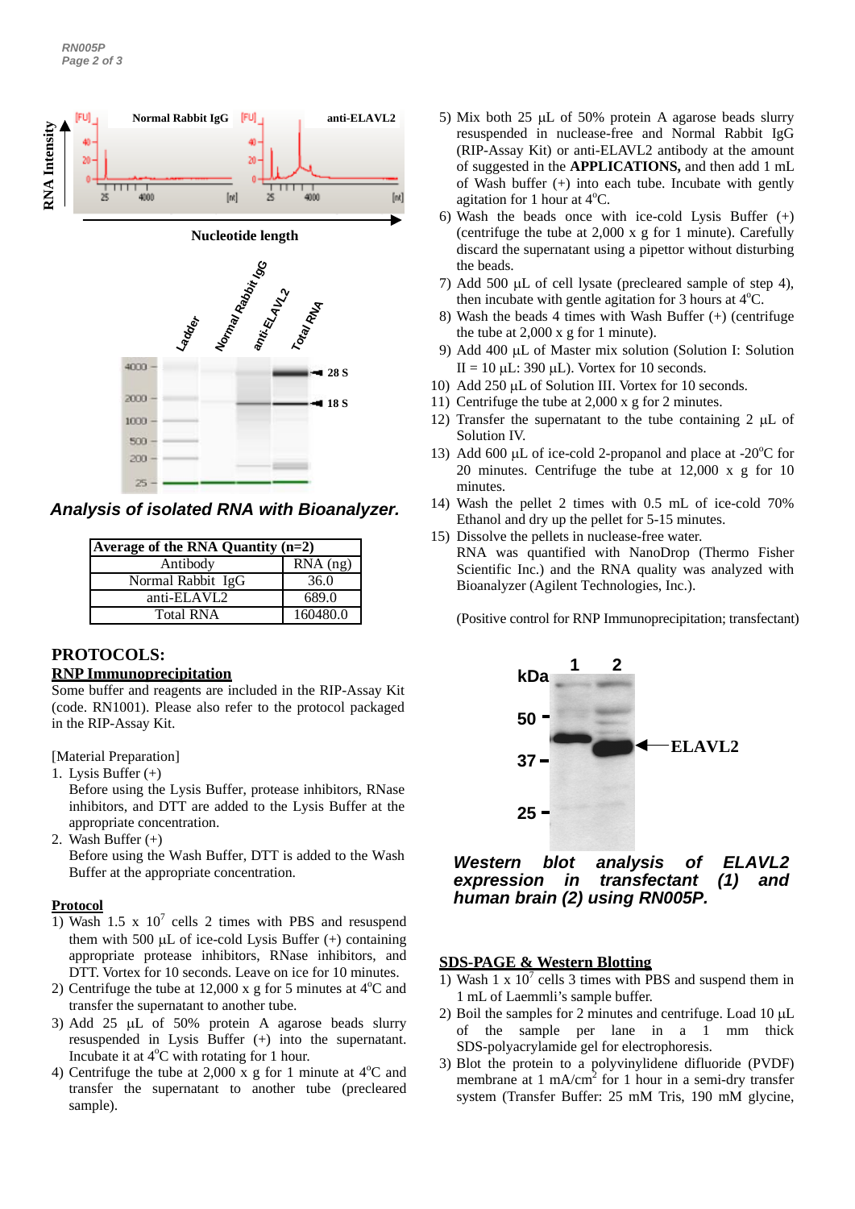*Analysis of isolated RNA with Bioanalyzer.*

| Average of the RNA Quantity (n=2) | |
|---|---|
| Antibody | RNA (ng) |
| Normal Rabbit IgG | 36.0 |
| anti-ELAVL2 | 689.0 |
| Total RNA | 160480.0 |

## PROTOCOLS:

### RNP Immunoprecipitation

Some buffer and reagents are included in the RIP-Assay Kit (code. RN1001). Please also refer to the protocol packaged in the RIP-Assay Kit.

[Material Preparation]

1. Lysis Buffer (+)
   Before using the Lysis Buffer, protease inhibitors, RNase inhibitors, and DTT are added to the Lysis Buffer at the appropriate concentration.
2. Wash Buffer (+)
   Before using the Wash Buffer, DTT is added to the Wash Buffer at the appropriate concentration.

**Protocol**

1) Wash 1.5 x $10^7$ cells 2 times with PBS and resuspend them with 500 µL of ice-cold Lysis Buffer (+) containing appropriate protease inhibitors, RNase inhibitors, and DTT. Vortex for 10 seconds. Leave on ice for 10 minutes.
2) Centrifuge the tube at 12,000 x g for 5 minutes at 4°C and transfer the supernatant to another tube.
3) Add 25 µL of 50% protein A agarose beads slurry resuspended in Lysis Buffer (+) into the supernatant. Incubate it at 4°C with rotating for 1 hour.
4) Centrifuge the tube at 2,000 x g for 1 minute at 4°C and transfer the supernatant to another tube (precleared sample).
5) Mix both 25 µL of 50% protein A agarose beads slurry resuspended in nuclease-free and Normal Rabbit IgG (RIP-Assay Kit) or anti-ELAVL2 antibody at the amount of suggested in the **APPLICATIONS,** and then add 1 mL of Wash buffer (+) into each tube. Incubate with gently agitation for 1 hour at 4°C.
6) Wash the beads once with ice-cold Lysis Buffer (+) (centrifuge the tube at 2,000 x g for 1 minute). Carefully discard the supernatant using a pipettor without disturbing the beads.
7) Add 500 µL of cell lysate (precleared sample of step 4), then incubate with gentle agitation for 3 hours at 4°C.
8) Wash the beads 4 times with Wash Buffer (+) (centrifuge the tube at 2,000 x g for 1 minute).
9) Add 400 µL of Master mix solution (Solution I: Solution II = 10 µL: 390 µL). Vortex for 10 seconds.
10) Add 250 µL of Solution III. Vortex for 10 seconds.
11) Centrifuge the tube at 2,000 x g for 2 minutes.
12) Transfer the supernatant to the tube containing 2 µL of Solution IV.
13) Add 600 µL of ice-cold 2-propanol and place at -20°C for 20 minutes. Centrifuge the tube at 12,000 x g for 10 minutes.
14) Wash the pellet 2 times with 0.5 mL of ice-cold 70% Ethanol and dry up the pellet for 5-15 minutes.
15) Dissolve the pellets in nuclease-free water.
    RNA was quantified with NanoDrop (Thermo Fisher Scientific Inc.) and the RNA quality was analyzed with Bioanalyzer (Agilent Technologies, Inc.).

(Positive control for RNP Immunoprecipitation; transfectant)

***Western blot analysis of ELAVL2 expression in transfectant (1) and human brain (2) using RN005P.***

### SDS-PAGE & Western Blotting

1) Wash 1 x $10^7$ cells 3 times with PBS and suspend them in 1 mL of Laemmli's sample buffer.
2) Boil the samples for 2 minutes and centrifuge. Load 10 µL of the sample per lane in a 1 mm thick SDS-polyacrylamide gel for electrophoresis.
3) Blot the protein to a polyvinylidene difluoride (PVDF) membrane at 1 mA/cm$^2$ for 1 hour in a semi-dry transfer system (Transfer Buffer: 25 mM Tris, 190 mM glycine,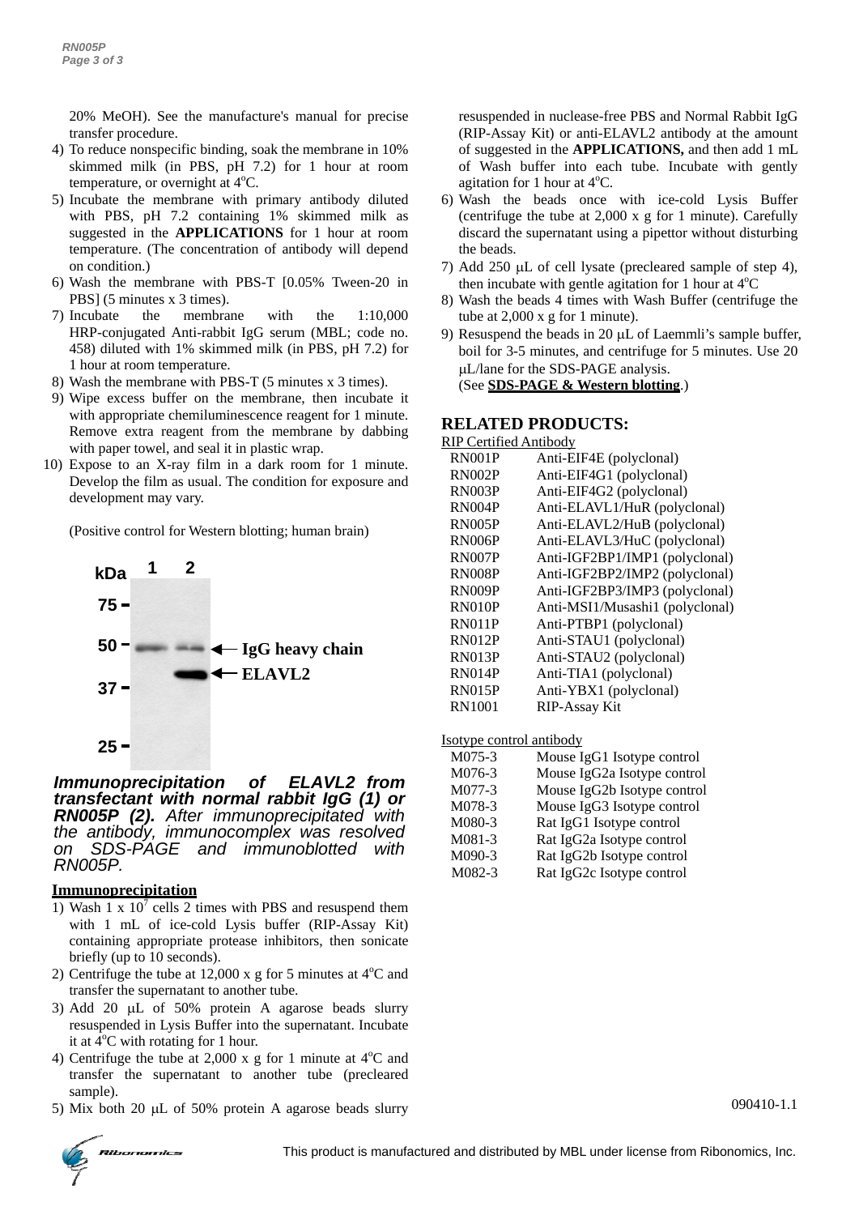20% MeOH). See the manufacture's manual for precise transfer procedure.

4) To reduce nonspecific binding, soak the membrane in 10% skimmed milk (in PBS, pH 7.2) for 1 hour at room temperature, or overnight at 4°C.
5) Incubate the membrane with primary antibody diluted with PBS, pH 7.2 containing 1% skimmed milk as suggested in the **APPLICATIONS** for 1 hour at room temperature. (The concentration of antibody will depend on condition.)
6) Wash the membrane with PBS-T [0.05% Tween-20 in PBS] (5 minutes x 3 times).
7) Incubate the membrane with the 1:10,000 HRP-conjugated Anti-rabbit IgG serum (MBL; code no. 458) diluted with 1% skimmed milk (in PBS, pH 7.2) for 1 hour at room temperature.
8) Wash the membrane with PBS-T (5 minutes x 3 times).
9) Wipe excess buffer on the membrane, then incubate it with appropriate chemiluminescence reagent for 1 minute. Remove extra reagent from the membrane by dabbing with paper towel, and seal it in plastic wrap.
10) Expose to an X-ray film in a dark room for 1 minute. Develop the film as usual. The condition for exposure and development may vary.

(Positive control for Western blotting; human brain)

kDa 1 2
75
50
37
25
IgG heavy chain
ELAVL2

***Immunoprecipitation of ELAVL2 from transfectant with normal rabbit IgG (1) or RN005P (2).*** *After immunoprecipitated with the antibody, immunocomplex was resolved on SDS-PAGE and immunoblotted with RN005P.*

**Immunoprecipitation**

1) Wash 1 x $10^7$ cells 2 times with PBS and resuspend them with 1 mL of ice-cold Lysis buffer (RIP-Assay Kit) containing appropriate protease inhibitors, then sonicate briefly (up to 10 seconds).
2) Centrifuge the tube at 12,000 x g for 5 minutes at 4°C and transfer the supernatant to another tube.
3) Add 20 μL of 50% protein A agarose beads slurry resuspended in Lysis Buffer into the supernatant. Incubate it at 4°C with rotating for 1 hour.
4) Centrifuge the tube at 2,000 x g for 1 minute at 4°C and transfer the supernatant to another tube (precleared sample).
5) Mix both 20 μL of 50% protein A agarose beads slurry resuspended in nuclease-free PBS and Normal Rabbit IgG (RIP-Assay Kit) or anti-ELAVL2 antibody at the amount of suggested in the **APPLICATIONS,** and then add 1 mL of Wash buffer into each tube. Incubate with gently agitation for 1 hour at 4°C.
6) Wash the beads once with ice-cold Lysis Buffer (centrifuge the tube at 2,000 x g for 1 minute). Carefully discard the supernatant using a pipettor without disturbing the beads.
7) Add 250 μL of cell lysate (precleared sample of step 4), then incubate with gentle agitation for 1 hour at 4°C
8) Wash the beads 4 times with Wash Buffer (centrifuge the tube at 2,000 x g for 1 minute).
9) Resuspend the beads in 20 μL of Laemmli's sample buffer, boil for 3-5 minutes, and centrifuge for 5 minutes. Use 20 μL/lane for the SDS-PAGE analysis.
(See **SDS-PAGE & Western blotting**.)

## RELATED PRODUCTS:

RIP Certified Antibody

| | |
|---|---|
| RN001P | Anti-EIF4E (polyclonal) |
| RN002P | Anti-EIF4G1 (polyclonal) |
| RN003P | Anti-EIF4G2 (polyclonal) |
| RN004P | Anti-ELAVL1/HuR (polyclonal) |
| RN005P | Anti-ELAVL2/HuB (polyclonal) |
| RN006P | Anti-ELAVL3/HuC (polyclonal) |
| RN007P | Anti-IGF2BP1/IMP1 (polyclonal) |
| RN008P | Anti-IGF2BP2/IMP2 (polyclonal) |
| RN009P | Anti-IGF2BP3/IMP3 (polyclonal) |
| RN010P | Anti-MSI1/Musashi1 (polyclonal) |
| RN011P | Anti-PTBP1 (polyclonal) |
| RN012P | Anti-STAU1 (polyclonal) |
| RN013P | Anti-STAU2 (polyclonal) |
| RN014P | Anti-TIA1 (polyclonal) |
| RN015P | Anti-YBX1 (polyclonal) |
| RN1001 | RIP-Assay Kit |

Isotype control antibody

| | |
|---|---|
| M075-3 | Mouse IgG1 Isotype control |
| M076-3 | Mouse IgG2a Isotype control |
| M077-3 | Mouse IgG2b Isotype control |
| M078-3 | Mouse IgG3 Isotype control |
| M080-3 | Rat IgG1 Isotype control |
| M081-3 | Rat IgG2a Isotype control |
| M090-3 | Rat IgG2b Isotype control |
| M082-3 | Rat IgG2c Isotype control |

090410-1.1

This product is manufactured and distributed by MBL under license from Ribonomics, Inc.